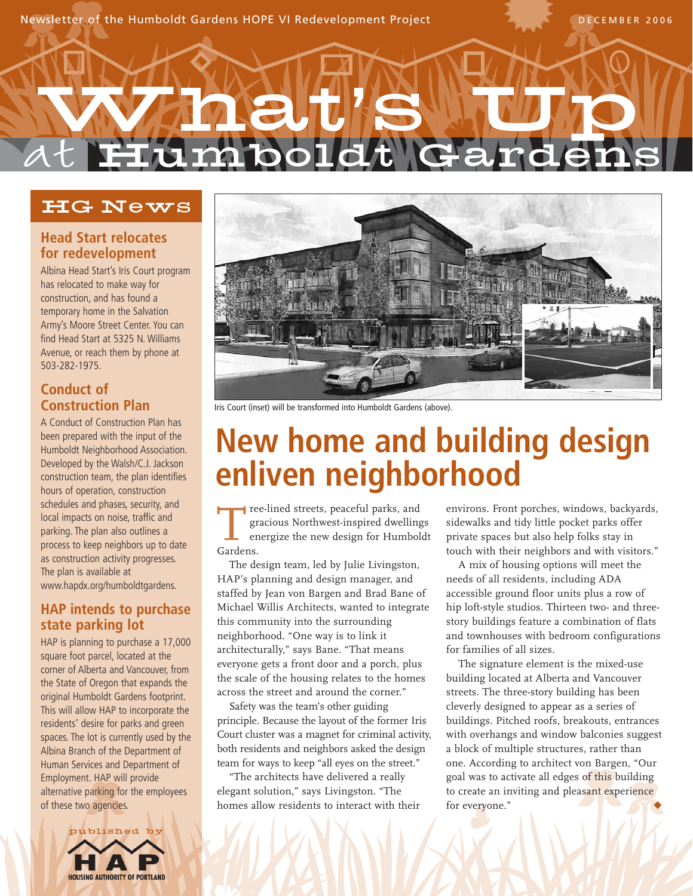Newsletter of the Humboldt Gardens HOPE VI Redevelopment Project

DECEMBER 2006

# What's Up at Humboldt Gardens

## HG News

### Head Start relocates for redevelopment

Albina Head Start's Iris Court program has relocated to make way for construction, and has found a temporary home in the Salvation Army's Moore Street Center. You can find Head Start at 5325 N. Williams Avenue, or reach them by phone at 503-282-1975.

### Conduct of Construction Plan

A Conduct of Construction Plan has been prepared with the input of the Humboldt Neighborhood Association. Developed by the Walsh/C.J. Jackson construction team, the plan identifies hours of operation, construction schedules and phases, security, and local impacts on noise, traffic and parking. The plan also outlines a process to keep neighbors up to date as construction activity progresses. The plan is available at www.hapdx.org/humboldtgardens.

### HAP intends to purchase state parking lot

HAP is planning to purchase a 17,000 square foot parcel, located at the corner of Alberta and Vancouver, from the State of Oregon that expands the original Humboldt Gardens footprint. This will allow HAP to incorporate the residents' desire for parks and green spaces. The lot is currently used by the Albina Branch of the Department of Human Services and Department of Employment. HAP will provide alternative parking for the employees of these two agencies.

published by HAP HOUSING AUTHORITY OF PORTLAND

Iris Court (inset) will be transformed into Humboldt Gardens (above).

## New home and building design enliven neighborhood

Tree-lined streets, peaceful parks, and gracious Northwest-inspired dwellings energize the new design for Humboldt Gardens.

The design team, led by Julie Livingston, HAP's planning and design manager, and staffed by Jean von Bargen and Brad Bane of Michael Willis Architects, wanted to integrate this community into the surrounding neighborhood. "One way is to link it architecturally," says Bane. "That means everyone gets a front door and a porch, plus the scale of the housing relates to the homes across the street and around the corner."

Safety was the team's other guiding principle. Because the layout of the former Iris Court cluster was a magnet for criminal activity, both residents and neighbors asked the design team for ways to keep "all eyes on the street."

"The architects have delivered a really elegant solution," says Livingston. "The homes allow residents to interact with their environs. Front porches, windows, backyards, sidewalks and tidy little pocket parks offer private spaces but also help folks stay in touch with their neighbors and with visitors."

A mix of housing options will meet the needs of all residents, including ADA accessible ground floor units plus a row of hip loft-style studios. Thirteen two- and three-story buildings feature a combination of flats and townhouses with bedroom configurations for families of all sizes.

The signature element is the mixed-use building located at Alberta and Vancouver streets. The three-story building has been cleverly designed to appear as a series of buildings. Pitched roofs, breakouts, entrances with overhangs and window balconies suggest a block of multiple structures, rather than one. According to architect von Bargen, "Our goal was to activate all edges of this building to create an inviting and pleasant experience for everyone."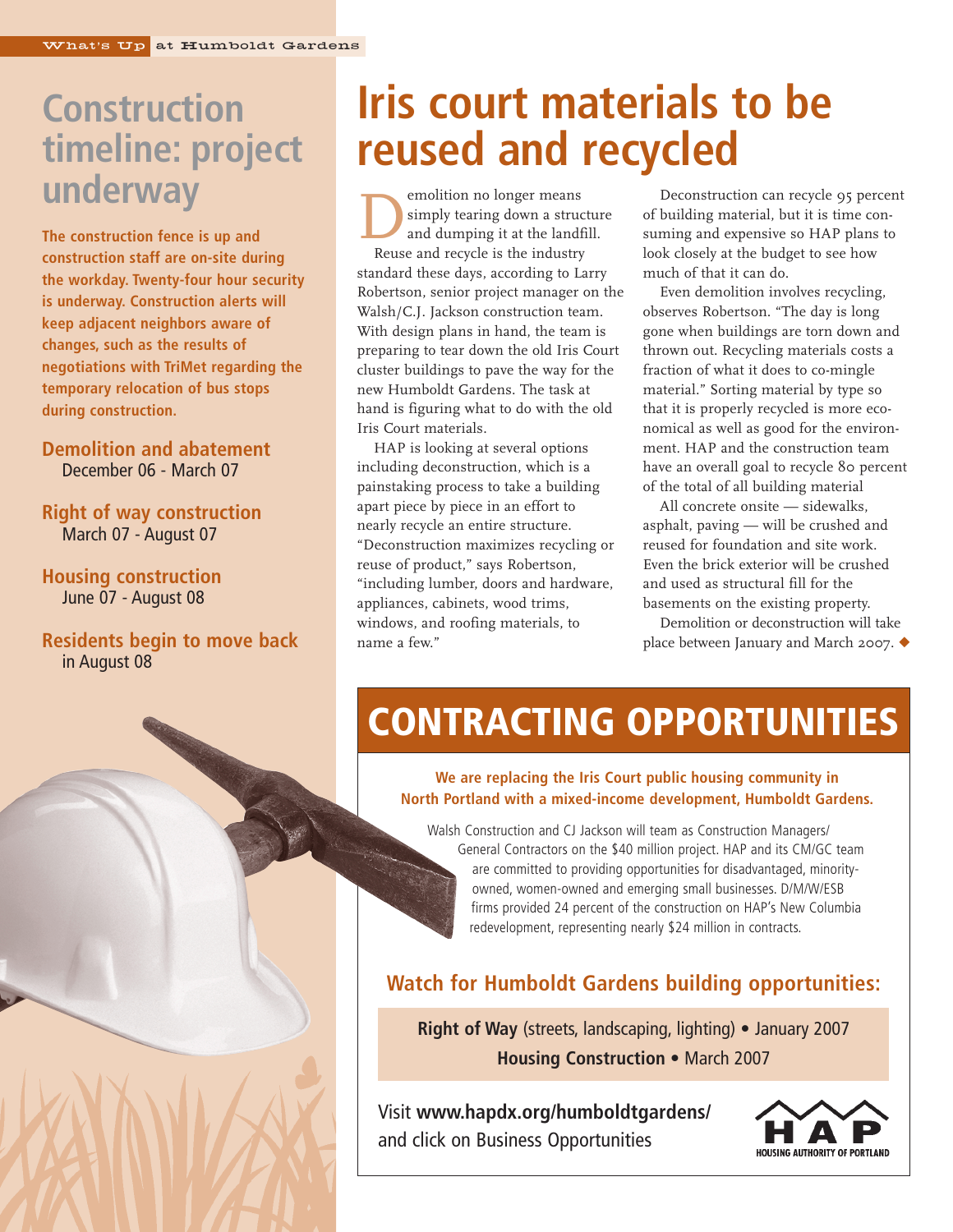## Construction timeline: project underway

**The construction fence is up and construction staff are on-site during the workday. Twenty-four hour security is underway. Construction alerts will keep adjacent neighbors aware of changes, such as the results of negotiations with TriMet regarding the temporary relocation of bus stops during construction.**

**Demolition and abatement**
December 06 - March 07

**Right of way construction**
March 07 - August 07

**Housing construction**
June 07 - August 08

**Residents begin to move back**
in August 08

# Iris court materials to be reused and recycled

Demolition no longer means simply tearing down a structure and dumping it at the landfill. Reuse and recycle is the industry standard these days, according to Larry Robertson, senior project manager on the Walsh/C.J. Jackson construction team. With design plans in hand, the team is preparing to tear down the old Iris Court cluster buildings to pave the way for the new Humboldt Gardens. The task at hand is figuring what to do with the old Iris Court materials.

HAP is looking at several options including deconstruction, which is a painstaking process to take a building apart piece by piece in an effort to nearly recycle an entire structure. "Deconstruction maximizes recycling or reuse of product," says Robertson, "including lumber, doors and hardware, appliances, cabinets, wood trims, windows, and roofing materials, to name a few."

Deconstruction can recycle 95 percent of building material, but it is time consuming and expensive so HAP plans to look closely at the budget to see how much of that it can do.

Even demolition involves recycling, observes Robertson. "The day is long gone when buildings are torn down and thrown out. Recycling materials costs a fraction of what it does to co-mingle material." Sorting material by type so that it is properly recycled is more economical as well as good for the environment. HAP and the construction team have an overall goal to recycle 80 percent of the total of all building material

All concrete onsite — sidewalks, asphalt, paving — will be crushed and reused for foundation and site work. Even the brick exterior will be crushed and used as structural fill for the basements on the existing property.

Demolition or deconstruction will take place between January and March 2007. ◆

# CONTRACTING OPPORTUNITIES

**We are replacing the Iris Court public housing community in North Portland with a mixed-income development, Humboldt Gardens.**

Walsh Construction and CJ Jackson will team as Construction Managers/General Contractors on the $40 million project. HAP and its CM/GC team are committed to providing opportunities for disadvantaged, minority-owned, women-owned and emerging small businesses. D/M/W/ESB firms provided 24 percent of the construction on HAP's New Columbia redevelopment, representing nearly $24 million in contracts.

## Watch for Humboldt Gardens building opportunities:

**Right of Way** (streets, landscaping, lighting) • January 2007
**Housing Construction** • March 2007

Visit **www.hapdx.org/humboldtgardens/** and click on Business Opportunities

HAP
HOUSING AUTHORITY OF PORTLAND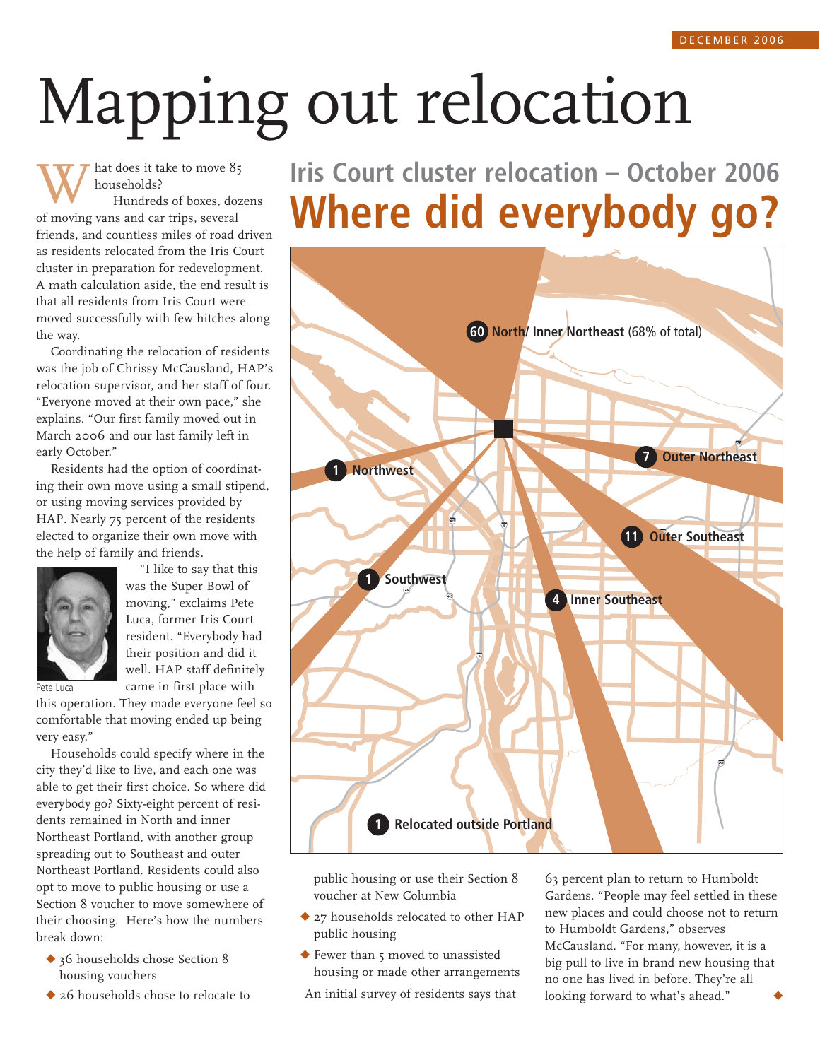# Mapping out relocation

What does it take to move 85 households?

Hundreds of boxes, dozens of moving vans and car trips, several friends, and countless miles of road driven as residents relocated from the Iris Court cluster in preparation for redevelopment. A math calculation aside, the end result is that all residents from Iris Court were moved successfully with few hitches along the way.

Coordinating the relocation of residents was the job of Chrissy McCausland, HAP's relocation supervisor, and her staff of four. "Everyone moved at their own pace," she explains. "Our first family moved out in March 2006 and our last family left in early October."

Residents had the option of coordinating their own move using a small stipend, or using moving services provided by HAP. Nearly 75 percent of the residents elected to organize their own move with the help of family and friends.

Pete Luca

"I like to say that this was the Super Bowl of moving," exclaims Pete Luca, former Iris Court resident. "Everybody had their position and did it well. HAP staff definitely came in first place with this operation. They made everyone feel so comfortable that moving ended up being very easy."

Households could specify where in the city they'd like to live, and each one was able to get their first choice. So where did everybody go? Sixty-eight percent of residents remained in North and inner Northeast Portland, with another group spreading out to Southeast and outer Northeast Portland. Residents could also opt to move to public housing or use a Section 8 voucher to move somewhere of their choosing. Here's how the numbers break down:

- 36 households chose Section 8 housing vouchers
- 26 households chose to relocate to public housing or use their Section 8 voucher at New Columbia
- 27 households relocated to other HAP public housing
- Fewer than 5 moved to unassisted housing or made other arrangements

An initial survey of residents says that 63 percent plan to return to Humboldt Gardens. "People may feel settled in these new places and could choose not to return to Humboldt Gardens," observes McCausland. "For many, however, it is a big pull to live in brand new housing that no one has lived in before. They're all looking forward to what's ahead."

## Iris Court cluster relocation – October 2006

## Where did everybody go?

- **60** North/ Inner Northeast (68% of total)
- **7** Outer Northeast
- **11** Outer Southeast
- **4** Inner Southeast
- **1** Northwest
- **1** Southwest
- **1** Relocated outside Portland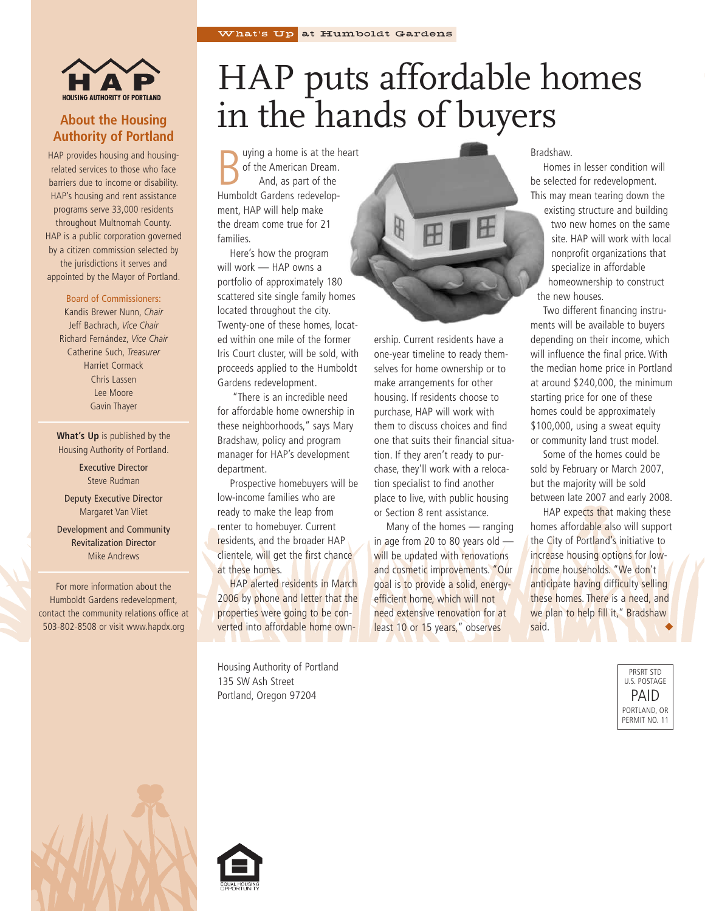# HAP puts affordable homes in the hands of buyers

Buying a home is at the heart of the American Dream. And, as part of the Humboldt Gardens redevelopment, HAP will help make the dream come true for 21 families.

Here's how the program will work — HAP owns a portfolio of approximately 180 scattered site single family homes located throughout the city. Twenty-one of these homes, located within one mile of the former Iris Court cluster, will be sold, with proceeds applied to the Humboldt Gardens redevelopment.

"There is an incredible need for affordable home ownership in these neighborhoods," says Mary Bradshaw, policy and program manager for HAP's development department.

Prospective homebuyers will be low-income families who are ready to make the leap from renter to homebuyer. Current residents, and the broader HAP clientele, will get the first chance at these homes.

HAP alerted residents in March 2006 by phone and letter that the properties were going to be converted into affordable home ownership. Current residents have a one-year timeline to ready themselves for home ownership or to make arrangements for other housing. If residents choose to purchase, HAP will work with them to discuss choices and find one that suits their financial situation. If they aren't ready to purchase, they'll work with a relocation specialist to find another place to live, with public housing or Section 8 rent assistance.

Many of the homes — ranging in age from 20 to 80 years old — will be updated with renovations and cosmetic improvements. "Our goal is to provide a solid, energy-efficient home, which will not need extensive renovation for at least 10 or 15 years," observes Bradshaw.

Homes in lesser condition will be selected for redevelopment. This may mean tearing down the existing structure and building two new homes on the same site. HAP will work with local nonprofit organizations that specialize in affordable homeownership to construct the new houses.

Two different financing instruments will be available to buyers depending on their income, which will influence the final price. With the median home price in Portland at around $240,000, the minimum starting price for one of these homes could be approximately $100,000, using a sweat equity or community land trust model.

Some of the homes could be sold by February or March 2007, but the majority will be sold between late 2007 and early 2008.

HAP expects that making these homes affordable also will support the City of Portland's initiative to increase housing options for low-income households. "We don't anticipate having difficulty selling these homes. There is a need, and we plan to help fill it," Bradshaw said.

---

HOUSING AUTHORITY OF PORTLAND

## About the Housing Authority of Portland

HAP provides housing and housing-related services to those who face barriers due to income or disability. HAP's housing and rent assistance programs serve 33,000 residents throughout Multnomah County. HAP is a public corporation governed by a citizen commission selected by the jurisdictions it serves and appointed by the Mayor of Portland.

Board of Commissioners:
Kandis Brewer Nunn, *Chair*
Jeff Bachrach, *Vice Chair*
Richard Fernández, *Vice Chair*
Catherine Such, *Treasurer*
Harriet Cormack
Chris Lassen
Lee Moore
Gavin Thayer

**What's Up** is published by the Housing Authority of Portland.

Executive Director
Steve Rudman

Deputy Executive Director
Margaret Van Vliet

Development and Community Revitalization Director
Mike Andrews

For more information about the Humboldt Gardens redevelopment, contact the community relations office at 503-802-8508 or visit www.hapdx.org

Housing Authority of Portland
135 SW Ash Street
Portland, Oregon 97204

PRSRT STD
U.S. POSTAGE
PAID
PORTLAND, OR
PERMIT NO. 11

EQUAL HOUSING OPPORTUNITY